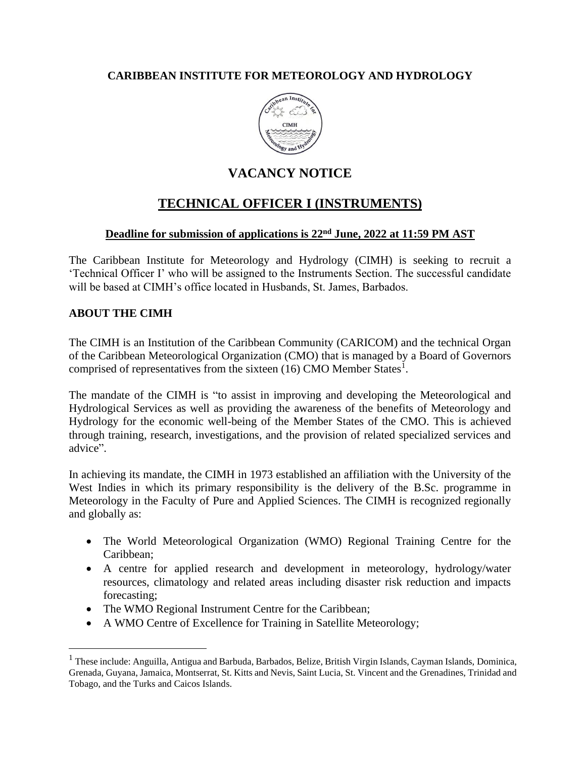**CARIBBEAN INSTITUTE FOR METEOROLOGY AND HYDROLOGY**

# VACANCY NOTICE

# TECHNICAL OFFICER I (INSTRUMENTS)

**Deadline for submission of applications is 22nd June, 2022 at 11:59 PM AST**

The Caribbean Institute for Meteorology and Hydrology (CIMH) is seeking to recruit a 'Technical Officer I' who will be assigned to the Instruments Section. The successful candidate will be based at CIMH's office located in Husbands, St. James, Barbados.

## ABOUT THE CIMH

The CIMH is an Institution of the Caribbean Community (CARICOM) and the technical Organ of the Caribbean Meteorological Organization (CMO) that is managed by a Board of Governors comprised of representatives from the sixteen (16) CMO Member States[1].

The mandate of the CIMH is "to assist in improving and developing the Meteorological and Hydrological Services as well as providing the awareness of the benefits of Meteorology and Hydrology for the economic well-being of the Member States of the CMO. This is achieved through training, research, investigations, and the provision of related specialized services and advice".

In achieving its mandate, the CIMH in 1973 established an affiliation with the University of the West Indies in which its primary responsibility is the delivery of the B.Sc. programme in Meteorology in the Faculty of Pure and Applied Sciences. The CIMH is recognized regionally and globally as:

- The World Meteorological Organization (WMO) Regional Training Centre for the Caribbean;
- A centre for applied research and development in meteorology, hydrology/water resources, climatology and related areas including disaster risk reduction and impacts forecasting;
- The WMO Regional Instrument Centre for the Caribbean;
- A WMO Centre of Excellence for Training in Satellite Meteorology;

[1] These include: Anguilla, Antigua and Barbuda, Barbados, Belize, British Virgin Islands, Cayman Islands, Dominica, Grenada, Guyana, Jamaica, Montserrat, St. Kitts and Nevis, Saint Lucia, St. Vincent and the Grenadines, Trinidad and Tobago, and the Turks and Caicos Islands.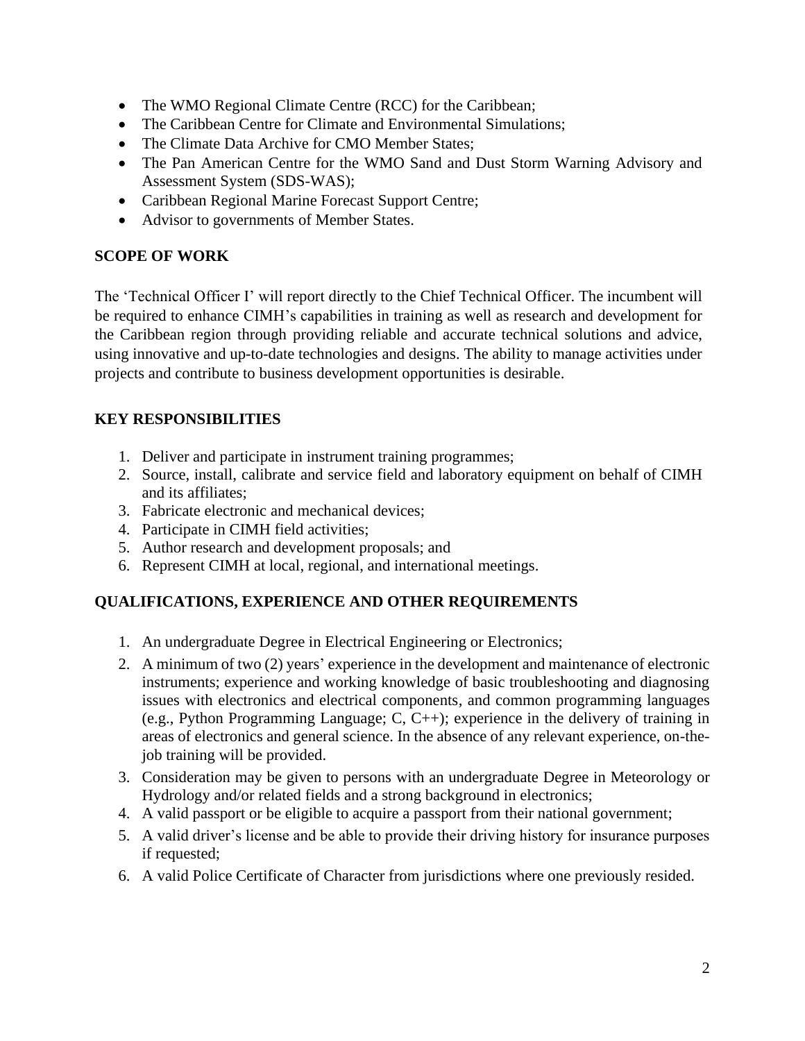- The WMO Regional Climate Centre (RCC) for the Caribbean;
- The Caribbean Centre for Climate and Environmental Simulations;
- The Climate Data Archive for CMO Member States;
- The Pan American Centre for the WMO Sand and Dust Storm Warning Advisory and Assessment System (SDS-WAS);
- Caribbean Regional Marine Forecast Support Centre;
- Advisor to governments of Member States.

## SCOPE OF WORK

The 'Technical Officer I' will report directly to the Chief Technical Officer. The incumbent will be required to enhance CIMH's capabilities in training as well as research and development for the Caribbean region through providing reliable and accurate technical solutions and advice, using innovative and up-to-date technologies and designs. The ability to manage activities under projects and contribute to business development opportunities is desirable.

## KEY RESPONSIBILITIES

1. Deliver and participate in instrument training programmes;
2. Source, install, calibrate and service field and laboratory equipment on behalf of CIMH and its affiliates;
3. Fabricate electronic and mechanical devices;
4. Participate in CIMH field activities;
5. Author research and development proposals; and
6. Represent CIMH at local, regional, and international meetings.

## QUALIFICATIONS, EXPERIENCE AND OTHER REQUIREMENTS

1. An undergraduate Degree in Electrical Engineering or Electronics;
2. A minimum of two (2) years' experience in the development and maintenance of electronic instruments; experience and working knowledge of basic troubleshooting and diagnosing issues with electronics and electrical components, and common programming languages (e.g., Python Programming Language; C, C++); experience in the delivery of training in areas of electronics and general science. In the absence of any relevant experience, on-the-job training will be provided.
3. Consideration may be given to persons with an undergraduate Degree in Meteorology or Hydrology and/or related fields and a strong background in electronics;
4. A valid passport or be eligible to acquire a passport from their national government;
5. A valid driver's license and be able to provide their driving history for insurance purposes if requested;
6. A valid Police Certificate of Character from jurisdictions where one previously resided.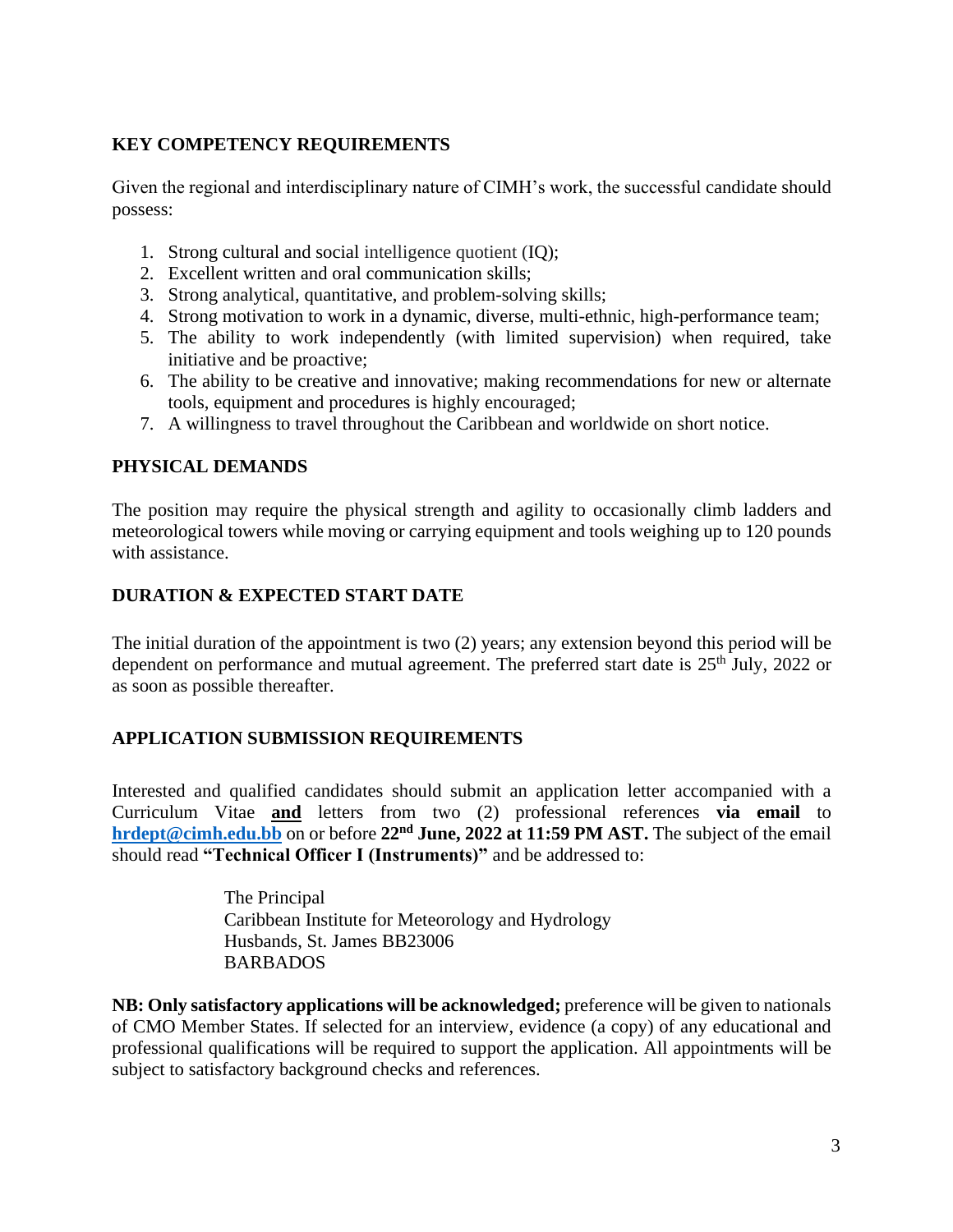## KEY COMPETENCY REQUIREMENTS

Given the regional and interdisciplinary nature of CIMH's work, the successful candidate should possess:

1. Strong cultural and social intelligence quotient (IQ);
2. Excellent written and oral communication skills;
3. Strong analytical, quantitative, and problem-solving skills;
4. Strong motivation to work in a dynamic, diverse, multi-ethnic, high-performance team;
5. The ability to work independently (with limited supervision) when required, take initiative and be proactive;
6. The ability to be creative and innovative; making recommendations for new or alternate tools, equipment and procedures is highly encouraged;
7. A willingness to travel throughout the Caribbean and worldwide on short notice.

## PHYSICAL DEMANDS

The position may require the physical strength and agility to occasionally climb ladders and meteorological towers while moving or carrying equipment and tools weighing up to 120 pounds with assistance.

## DURATION & EXPECTED START DATE

The initial duration of the appointment is two (2) years; any extension beyond this period will be dependent on performance and mutual agreement. The preferred start date is 25th July, 2022 or as soon as possible thereafter.

## APPLICATION SUBMISSION REQUIREMENTS

Interested and qualified candidates should submit an application letter accompanied with a Curriculum Vitae **and** letters from two (2) professional references **via email** to **hrdept@cimh.edu.bb** on or before **22nd June, 2022 at 11:59 PM AST.** The subject of the email should read **"Technical Officer I (Instruments)"** and be addressed to:

The Principal
Caribbean Institute for Meteorology and Hydrology
Husbands, St. James BB23006
BARBADOS

**NB: Only satisfactory applications will be acknowledged;** preference will be given to nationals of CMO Member States. If selected for an interview, evidence (a copy) of any educational and professional qualifications will be required to support the application. All appointments will be subject to satisfactory background checks and references.